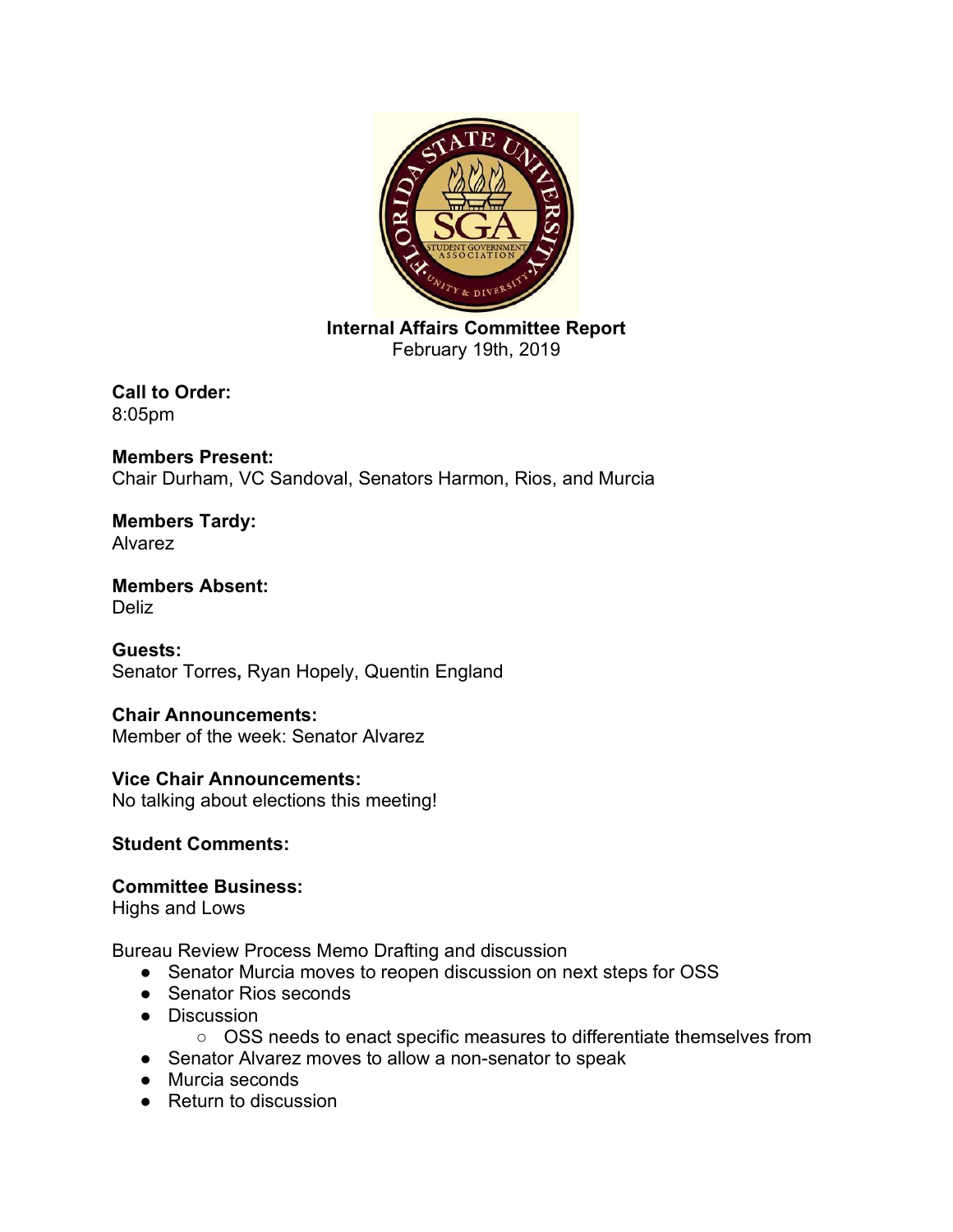**Internal Affairs Committee Report**
February 19th, 2019

**Call to Order:**
8:05pm

**Members Present:**
Chair Durham, VC Sandoval, Senators Harmon, Rios, and Murcia

**Members Tardy:**
Alvarez

**Members Absent:**
Deliz

**Guests:**
Senator Torres**,** Ryan Hopely, Quentin England

**Chair Announcements:**
Member of the week: Senator Alvarez

**Vice Chair Announcements:**
No talking about elections this meeting!

**Student Comments:**

**Committee Business:**
Highs and Lows

Bureau Review Process Memo Drafting and discussion

- Senator Murcia moves to reopen discussion on next steps for OSS
- Senator Rios seconds
- Discussion
  - OSS needs to enact specific measures to differentiate themselves from
- Senator Alvarez moves to allow a non-senator to speak
- Murcia seconds
- Return to discussion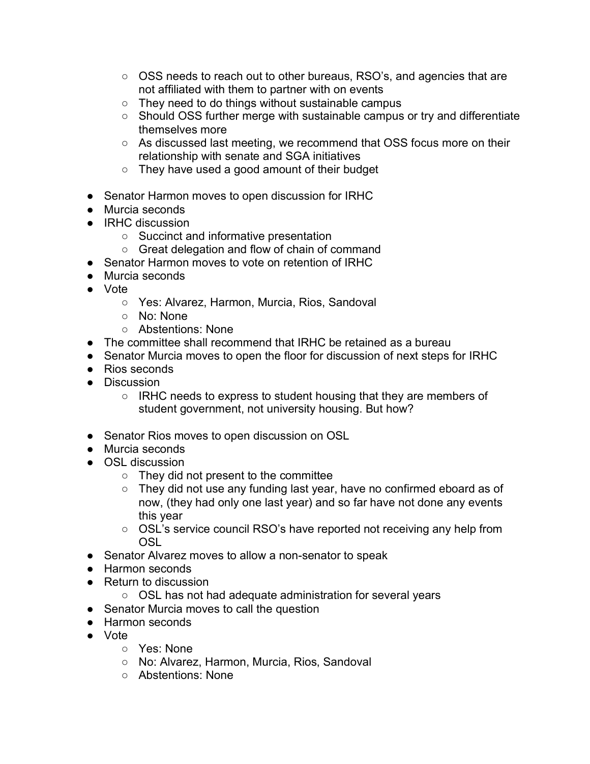- OSS needs to reach out to other bureaus, RSO's, and agencies that are not affiliated with them to partner with on events
  - They need to do things without sustainable campus
  - Should OSS further merge with sustainable campus or try and differentiate themselves more
  - As discussed last meeting, we recommend that OSS focus more on their relationship with senate and SGA initiatives
  - They have used a good amount of their budget

- Senator Harmon moves to open discussion for IRHC
- Murcia seconds
- IRHC discussion
  - Succinct and informative presentation
  - Great delegation and flow of chain of command
- Senator Harmon moves to vote on retention of IRHC
- Murcia seconds
- Vote
  - Yes: Alvarez, Harmon, Murcia, Rios, Sandoval
  - No: None
  - Abstentions: None
- The committee shall recommend that IRHC be retained as a bureau
- Senator Murcia moves to open the floor for discussion of next steps for IRHC
- Rios seconds
- Discussion
  - IRHC needs to express to student housing that they are members of student government, not university housing. But how?

- Senator Rios moves to open discussion on OSL
- Murcia seconds
- OSL discussion
  - They did not present to the committee
  - They did not use any funding last year, have no confirmed eboard as of now, (they had only one last year) and so far have not done any events this year
  - OSL's service council RSO's have reported not receiving any help from OSL
- Senator Alvarez moves to allow a non-senator to speak
- Harmon seconds
- Return to discussion
  - OSL has not had adequate administration for several years
- Senator Murcia moves to call the question
- Harmon seconds
- Vote
  - Yes: None
  - No: Alvarez, Harmon, Murcia, Rios, Sandoval
  - Abstentions: None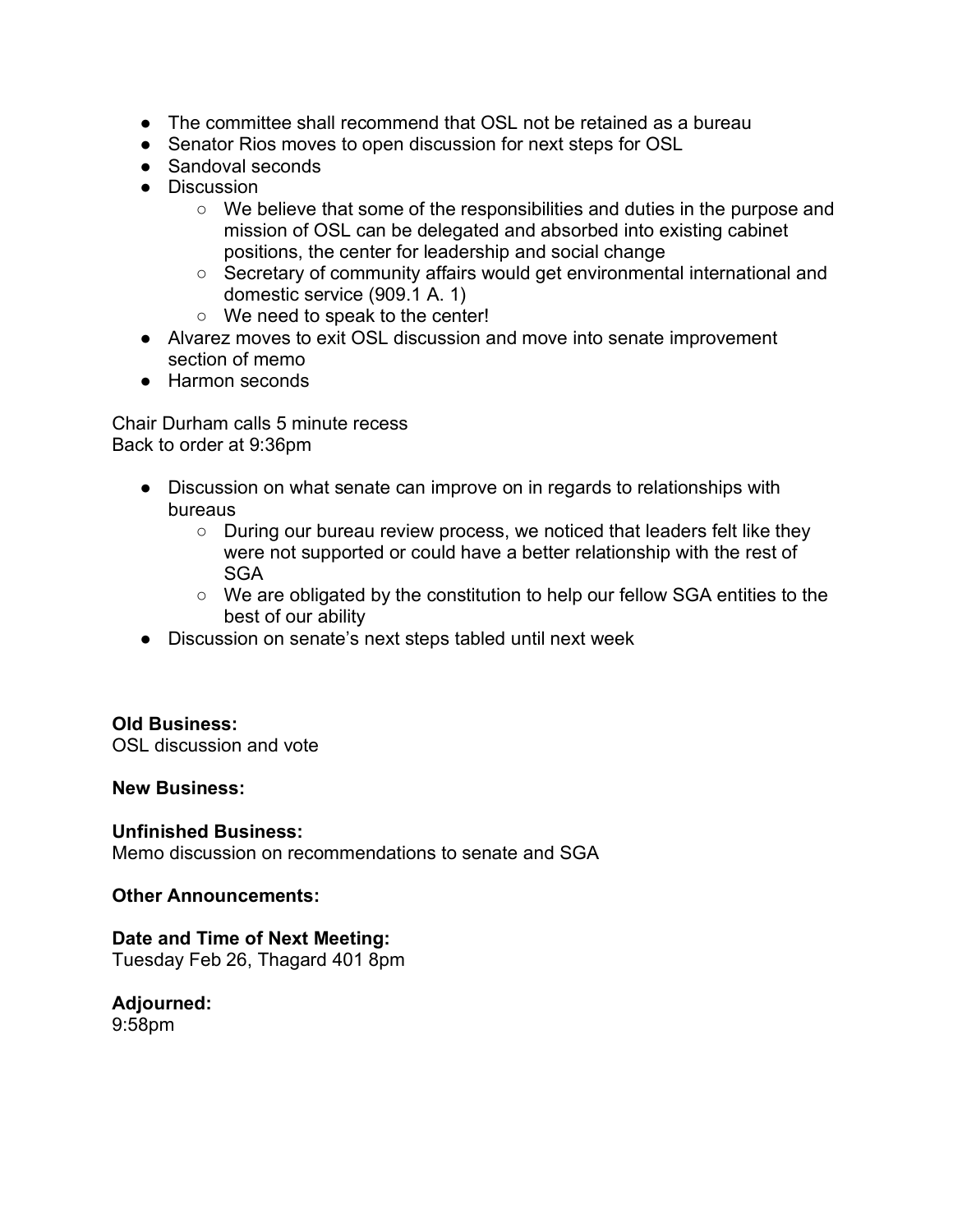- The committee shall recommend that OSL not be retained as a bureau
- Senator Rios moves to open discussion for next steps for OSL
- Sandoval seconds
- Discussion
  - We believe that some of the responsibilities and duties in the purpose and mission of OSL can be delegated and absorbed into existing cabinet positions, the center for leadership and social change
  - Secretary of community affairs would get environmental international and domestic service (909.1 A. 1)
  - We need to speak to the center!
- Alvarez moves to exit OSL discussion and move into senate improvement section of memo
- Harmon seconds

Chair Durham calls 5 minute recess
Back to order at 9:36pm

- Discussion on what senate can improve on in regards to relationships with bureaus
  - During our bureau review process, we noticed that leaders felt like they were not supported or could have a better relationship with the rest of SGA
  - We are obligated by the constitution to help our fellow SGA entities to the best of our ability
- Discussion on senate's next steps tabled until next week

**Old Business:**
OSL discussion and vote

**New Business:**

**Unfinished Business:**
Memo discussion on recommendations to senate and SGA

**Other Announcements:**

**Date and Time of Next Meeting:**
Tuesday Feb 26, Thagard 401 8pm

**Adjourned:**
9:58pm